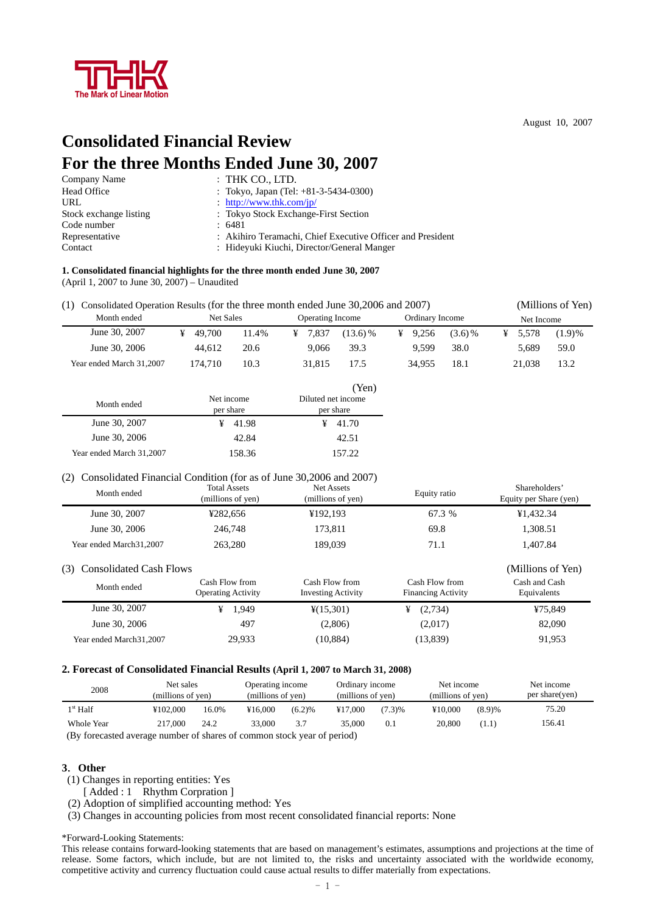THK

The Mark of Linear Motion

August 10, 2007

# Consolidated Financial Review
# For the three Months Ended June 30, 2007

| | |
|---|---|
| Company Name | : THK CO., LTD. |
| Head Office | : Tokyo, Japan (Tel: +81-3-5434-0300) |
| URL | : http://www.thk.com/jp/ |
| Stock exchange listing | : Tokyo Stock Exchange-First Section |
| Code number | : 6481 |
| Representative | : Akihiro Teramachi, Chief Executive Officer and President |
| Contact | : Hideyuki Kiuchi, Director/General Manger |

**1. Consolidated financial highlights for the three month ended June 30, 2007**
(April 1, 2007 to June 30, 2007) – Unaudited

(1) Consolidated Operation Results (for the three month ended June 30,2006 and 2007) (Millions of Yen)

| Month ended | Net Sales | | Operating Income | | Ordinary Income | | Net Income | |
|---|---|---|---|---|---|---|---|---|
| June 30, 2007 | ¥ 49,700 | 11.4% | ¥ 7,837 | (13.6)% | ¥ 9,256 | (3.6)% | ¥ 5,578 | (1.9)% |
| June 30, 2006 | 44,612 | 20.6 | 9,066 | 39.3 | 9,599 | 38.0 | 5,689 | 59.0 |
| Year ended March 31,2007 | 174,710 | 10.3 | 31,815 | 17.5 | 34,955 | 18.1 | 21,038 | 13.2 |

(Yen)

| Month ended | Net income per share | Diluted net income per share |
|---|---|---|
| June 30, 2007 | ¥ 41.98 | ¥ 41.70 |
| June 30, 2006 | 42.84 | 42.51 |
| Year ended March 31,2007 | 158.36 | 157.22 |

(2) Consolidated Financial Condition (for as of June 30,2006 and 2007)

| Month ended | Total Assets (millions of yen) | Net Assets (millions of yen) | Equity ratio | Shareholders' Equity per Share (yen) |
|---|---|---|---|---|
| June 30, 2007 | ¥282,656 | ¥192,193 | 67.3 % | ¥1,432.34 |
| June 30, 2006 | 246,748 | 173,811 | 69.8 | 1,308.51 |
| Year ended March31,2007 | 263,280 | 189,039 | 71.1 | 1,407.84 |

(3) Consolidated Cash Flows (Millions of Yen)

| Month ended | Cash Flow from Operating Activity | Cash Flow from Investing Activity | Cash Flow from Financing Activity | Cash and Cash Equivalents |
|---|---|---|---|---|
| June 30, 2007 | ¥ 1,949 | ¥(15,301) | ¥ (2,734) | ¥75,849 |
| June 30, 2006 | 497 | (2,806) | (2,017) | 82,090 |
| Year ended March31,2007 | 29,933 | (10,884) | (13,839) | 91,953 |

**2. Forecast of Consolidated Financial Results (April 1, 2007 to March 31, 2008)**

| 2008 | Net sales (millions of yen) | | Operating income (millions of yen) | | Ordinary income (millions of yen) | | Net income (millions of yen) | | Net income per share(yen) |
|---|---|---|---|---|---|---|---|---|---|
| 1st Half | ¥102,000 | 16.0% | ¥16,000 | (6.2)% | ¥17,000 | (7.3)% | ¥10,000 | (8.9)% | 75.20 |
| Whole Year | 217,000 | 24.2 | 33,000 | 3.7 | 35,000 | 0.1 | 20,800 | (1.1) | 156.41 |

(By forecasted average number of shares of common stock year of period)

**3. Other**

(1) Changes in reporting entities: Yes
 [ Added : 1 Rhythm Corpration ]
(2) Adoption of simplified accounting method: Yes
(3) Changes in accounting policies from most recent consolidated financial reports: None

*Forward-Looking Statements:
This release contains forward-looking statements that are based on management's estimates, assumptions and projections at the time of release. Some factors, which include, but are not limited to, the risks and uncertainty associated with the worldwide economy, competitive activity and currency fluctuation could cause actual results to differ materially from expectations.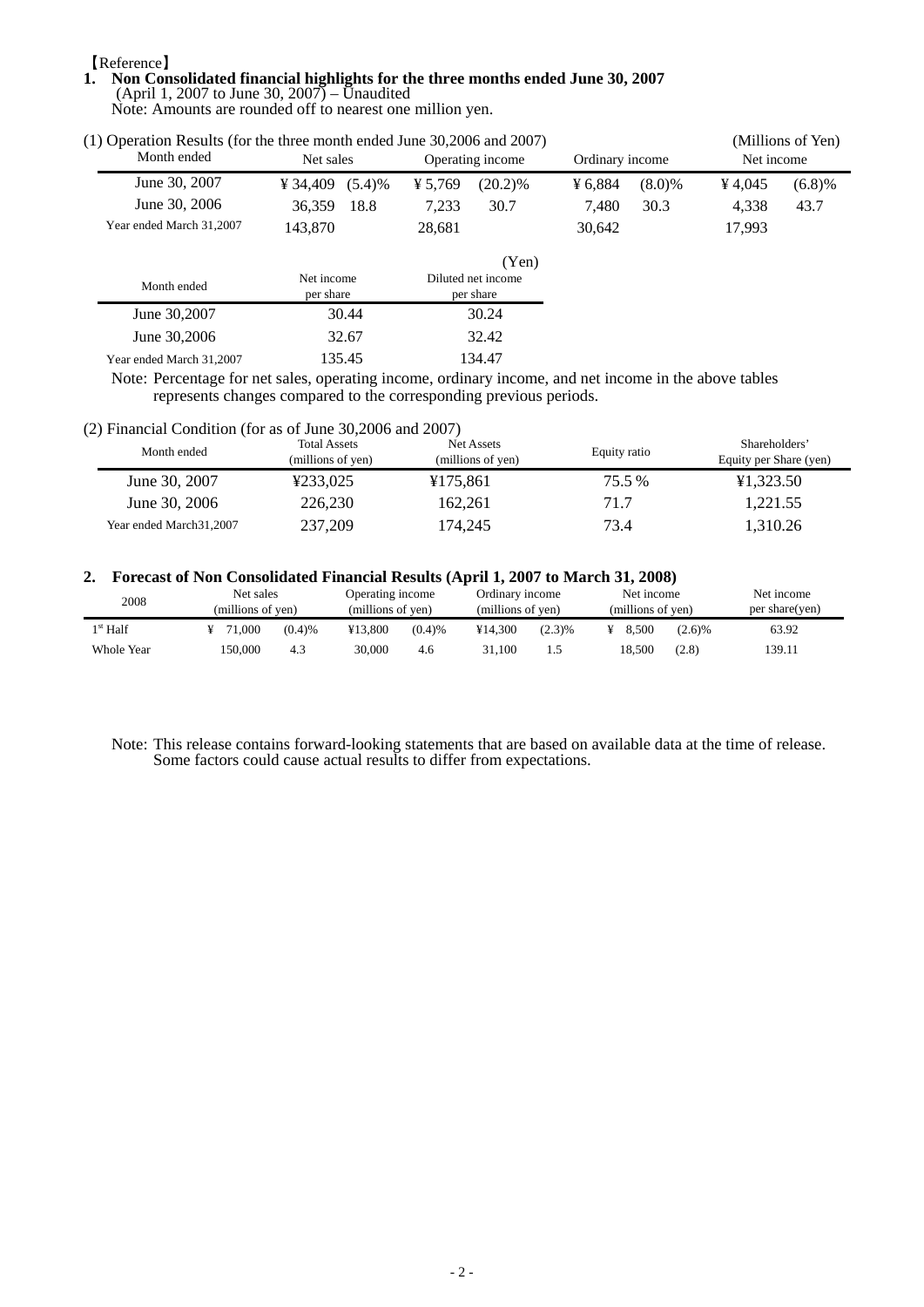【Reference】

## 1. Non Consolidated financial highlights for the three months ended June 30, 2007

(April 1, 2007 to June 30, 2007) – Unaudited

Note: Amounts are rounded off to nearest one million yen.

(1) Operation Results (for the three month ended June 30,2006 and 2007) (Millions of Yen)

| Month ended | Net sales | | Operating income | | Ordinary income | | Net income | |
|---|---|---|---|---|---|---|---|---|
| June 30, 2007 | ¥ 34,409 | (5.4)% | ¥ 5,769 | (20.2)% | ¥ 6,884 | (8.0)% | ¥ 4,045 | (6.8)% |
| June 30, 2006 | 36,359 | 18.8 | 7,233 | 30.7 | 7,480 | 30.3 | 4,338 | 43.7 |
| Year ended March 31,2007 | 143,870 | | 28,681 | | 30,642 | | 17,993 | |

(Yen)

| Month ended | Net income per share | Diluted net income per share |
|---|---|---|
| June 30,2007 | 30.44 | 30.24 |
| June 30,2006 | 32.67 | 32.42 |
| Year ended March 31,2007 | 135.45 | 134.47 |

Note: Percentage for net sales, operating income, ordinary income, and net income in the above tables represents changes compared to the corresponding previous periods.

(2) Financial Condition (for as of June 30,2006 and 2007)

| Month ended | Total Assets (millions of yen) | Net Assets (millions of yen) | Equity ratio | Shareholders' Equity per Share (yen) |
|---|---|---|---|---|
| June 30, 2007 | ¥233,025 | ¥175,861 | 75.5 % | ¥1,323.50 |
| June 30, 2006 | 226,230 | 162,261 | 71.7 | 1,221.55 |
| Year ended March31,2007 | 237,209 | 174,245 | 73.4 | 1,310.26 |

## 2. Forecast of Non Consolidated Financial Results (April 1, 2007 to March 31, 2008)

| 2008 | Net sales (millions of yen) | | Operating income (millions of yen) | | Ordinary income (millions of yen) | | Net income (millions of yen) | | Net income per share(yen) |
|---|---|---|---|---|---|---|---|---|---|
| 1st Half | ¥ 71,000 | (0.4)% | ¥13,800 | (0.4)% | ¥14,300 | (2.3)% | ¥ 8,500 | (2.6)% | 63.92 |
| Whole Year | 150,000 | 4.3 | 30,000 | 4.6 | 31,100 | 1.5 | 18,500 | (2.8) | 139.11 |

Note: This release contains forward-looking statements that are based on available data at the time of release. Some factors could cause actual results to differ from expectations.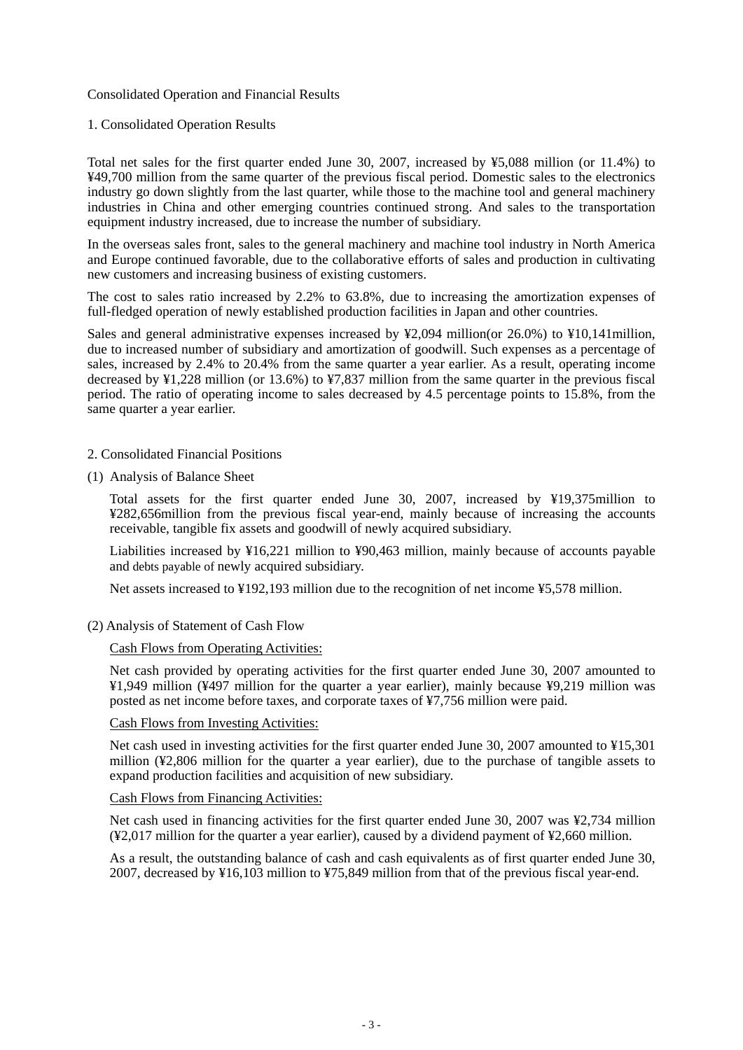Consolidated Operation and Financial Results

1. Consolidated Operation Results

Total net sales for the first quarter ended June 30, 2007, increased by ¥5,088 million (or 11.4%) to ¥49,700 million from the same quarter of the previous fiscal period. Domestic sales to the electronics industry go down slightly from the last quarter, while those to the machine tool and general machinery industries in China and other emerging countries continued strong. And sales to the transportation equipment industry increased, due to increase the number of subsidiary.

In the overseas sales front, sales to the general machinery and machine tool industry in North America and Europe continued favorable, due to the collaborative efforts of sales and production in cultivating new customers and increasing business of existing customers.

The cost to sales ratio increased by 2.2% to 63.8%, due to increasing the amortization expenses of full-fledged operation of newly established production facilities in Japan and other countries.

Sales and general administrative expenses increased by ¥2,094 million(or 26.0%) to ¥10,141million, due to increased number of subsidiary and amortization of goodwill. Such expenses as a percentage of sales, increased by 2.4% to 20.4% from the same quarter a year earlier. As a result, operating income decreased by ¥1,228 million (or 13.6%) to ¥7,837 million from the same quarter in the previous fiscal period. The ratio of operating income to sales decreased by 4.5 percentage points to 15.8%, from the same quarter a year earlier.

2. Consolidated Financial Positions

(1) Analysis of Balance Sheet

Total assets for the first quarter ended June 30, 2007, increased by ¥19,375million to ¥282,656million from the previous fiscal year-end, mainly because of increasing the accounts receivable, tangible fix assets and goodwill of newly acquired subsidiary.

Liabilities increased by ¥16,221 million to ¥90,463 million, mainly because of accounts payable and debts payable of newly acquired subsidiary.

Net assets increased to ¥192,193 million due to the recognition of net income ¥5,578 million.

(2) Analysis of Statement of Cash Flow

Cash Flows from Operating Activities:

Net cash provided by operating activities for the first quarter ended June 30, 2007 amounted to ¥1,949 million (¥497 million for the quarter a year earlier), mainly because ¥9,219 million was posted as net income before taxes, and corporate taxes of ¥7,756 million were paid.

Cash Flows from Investing Activities:

Net cash used in investing activities for the first quarter ended June 30, 2007 amounted to ¥15,301 million (¥2,806 million for the quarter a year earlier), due to the purchase of tangible assets to expand production facilities and acquisition of new subsidiary.

Cash Flows from Financing Activities:

Net cash used in financing activities for the first quarter ended June 30, 2007 was ¥2,734 million (¥2,017 million for the quarter a year earlier), caused by a dividend payment of ¥2,660 million.

As a result, the outstanding balance of cash and cash equivalents as of first quarter ended June 30, 2007, decreased by ¥16,103 million to ¥75,849 million from that of the previous fiscal year-end.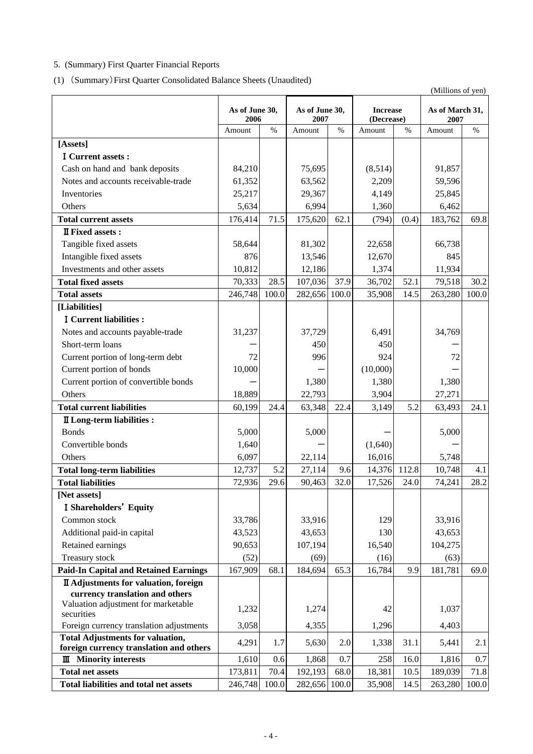5. (Summary) First Quarter Financial Reports

(1) (Summary) First Quarter Consolidated Balance Sheets (Unaudited)

(Millions of yen)

| | As of June 30, 2006 | | As of June 30, 2007 | | Increase (Decrease) | | As of March 31, 2007 | |
|---|---|---|---|---|---|---|---|---|
| | Amount | % | Amount | % | Amount | % | Amount | % |
| **[Assets]** | | | | | | | | |
| **Ⅰ Current assets :** | | | | | | | | |
| Cash on hand and bank deposits | 84,210 | | 75,695 | | (8,514) | | 91,857 | |
| Notes and accounts receivable-trade | 61,352 | | 63,562 | | 2,209 | | 59,596 | |
| Inventories | 25,217 | | 29,367 | | 4,149 | | 25,845 | |
| Others | 5,634 | | 6,994 | | 1,360 | | 6,462 | |
| **Total current assets** | 176,414 | 71.5 | 175,620 | 62.1 | (794) | (0.4) | 183,762 | 69.8 |
| **Ⅱ Fixed assets :** | | | | | | | | |
| Tangible fixed assets | 58,644 | | 81,302 | | 22,658 | | 66,738 | |
| Intangible fixed assets | 876 | | 13,546 | | 12,670 | | 845 | |
| Investments and other assets | 10,812 | | 12,186 | | 1,374 | | 11,934 | |
| **Total fixed assets** | 70,333 | 28.5 | 107,036 | 37.9 | 36,702 | 52.1 | 79,518 | 30.2 |
| **Total assets** | 246,748 | 100.0 | 282,656 | 100.0 | 35,908 | 14.5 | 263,280 | 100.0 |
| **[Liabilities]** | | | | | | | | |
| **Ⅰ Current liabilities :** | | | | | | | | |
| Notes and accounts payable-trade | 31,237 | | 37,729 | | 6,491 | | 34,769 | |
| Short-term loans | ― | | 450 | | 450 | | ― | |
| Current portion of long-term debt | 72 | | 996 | | 924 | | 72 | |
| Current portion of bonds | 10,000 | | ― | | (10,000) | | ― | |
| Current portion of convertible bonds | ― | | 1,380 | | 1,380 | | 1,380 | |
| Others | 18,889 | | 22,793 | | 3,904 | | 27,271 | |
| **Total current liabilities** | 60,199 | 24.4 | 63,348 | 22.4 | 3,149 | 5.2 | 63,493 | 24.1 |
| **Ⅱ Long-term liabilities :** | | | | | | | | |
| Bonds | 5,000 | | 5,000 | | ― | | 5,000 | |
| Convertible bonds | 1,640 | | ― | | (1,640) | | ― | |
| Others | 6,097 | | 22,114 | | 16,016 | | 5,748 | |
| **Total long-term liabilities** | 12,737 | 5.2 | 27,114 | 9.6 | 14,376 | 112.8 | 10,748 | 4.1 |
| **Total liabilities** | 72,936 | 29.6 | 90,463 | 32.0 | 17,526 | 24.0 | 74,241 | 28.2 |
| **[Net assets]** | | | | | | | | |
| **Ⅰ Shareholders' Equity** | | | | | | | | |
| Common stock | 33,786 | | 33,916 | | 129 | | 33,916 | |
| Additional paid-in capital | 43,523 | | 43,653 | | 130 | | 43,653 | |
| Retained earnings | 90,653 | | 107,194 | | 16,540 | | 104,275 | |
| Treasury stock | (52) | | (69) | | (16) | | (63) | |
| **Paid-In Capital and Retained Earnings** | 167,909 | 68.1 | 184,694 | 65.3 | 16,784 | 9.9 | 181,781 | 69.0 |
| **Ⅱ Adjustments for valuation, foreign currency translation and others** | | | | | | | | |
| Valuation adjustment for marketable securities | 1,232 | | 1,274 | | 42 | | 1,037 | |
| Foreign currency translation adjustments | 3,058 | | 4,355 | | 1,296 | | 4,403 | |
| **Total Adjustments for valuation, foreign currency translation and others** | 4,291 | 1.7 | 5,630 | 2.0 | 1,338 | 31.1 | 5,441 | 2.1 |
| **Ⅲ Minority interests** | 1,610 | 0.6 | 1,868 | 0.7 | 258 | 16.0 | 1,816 | 0.7 |
| **Total net assets** | 173,811 | 70.4 | 192,193 | 68.0 | 18,381 | 10.5 | 189,039 | 71.8 |
| **Total liabilities and total net assets** | 246,748 | 100.0 | 282,656 | 100.0 | 35,908 | 14.5 | 263,280 | 100.0 |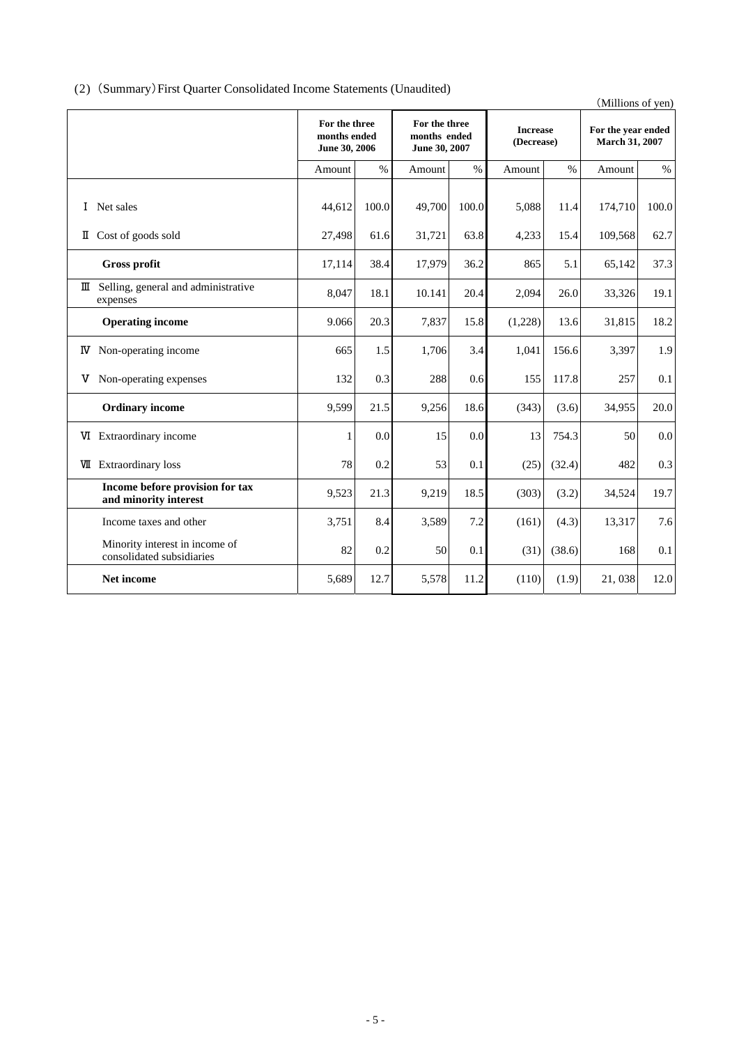## (2) (Summary) First Quarter Consolidated Income Statements (Unaudited)

(Millions of yen)

| | For the three months ended June 30, 2006 | | For the three months ended June 30, 2007 | | Increase (Decrease) | | For the year ended March 31, 2007 | |
|---|---|---|---|---|---|---|---|---|
| | Amount | % | Amount | % | Amount | % | Amount | % |
| Ⅰ Net sales | 44,612 | 100.0 | 49,700 | 100.0 | 5,088 | 11.4 | 174,710 | 100.0 |
| Ⅱ Cost of goods sold | 27,498 | 61.6 | 31,721 | 63.8 | 4,233 | 15.4 | 109,568 | 62.7 |
| **Gross profit** | 17,114 | 38.4 | 17,979 | 36.2 | 865 | 5.1 | 65,142 | 37.3 |
| Ⅲ Selling, general and administrative expenses | 8,047 | 18.1 | 10.141 | 20.4 | 2,094 | 26.0 | 33,326 | 19.1 |
| **Operating income** | 9.066 | 20.3 | 7,837 | 15.8 | (1,228) | 13.6 | 31,815 | 18.2 |
| Ⅳ Non-operating income | 665 | 1.5 | 1,706 | 3.4 | 1,041 | 156.6 | 3,397 | 1.9 |
| Ⅴ Non-operating expenses | 132 | 0.3 | 288 | 0.6 | 155 | 117.8 | 257 | 0.1 |
| **Ordinary income** | 9,599 | 21.5 | 9,256 | 18.6 | (343) | (3.6) | 34,955 | 20.0 |
| Ⅵ Extraordinary income | 1 | 0.0 | 15 | 0.0 | 13 | 754.3 | 50 | 0.0 |
| Ⅶ Extraordinary loss | 78 | 0.2 | 53 | 0.1 | (25) | (32.4) | 482 | 0.3 |
| **Income before provision for tax and minority interest** | 9,523 | 21.3 | 9,219 | 18.5 | (303) | (3.2) | 34,524 | 19.7 |
| Income taxes and other | 3,751 | 8.4 | 3,589 | 7.2 | (161) | (4.3) | 13,317 | 7.6 |
| Minority interest in income of consolidated subsidiaries | 82 | 0.2 | 50 | 0.1 | (31) | (38.6) | 168 | 0.1 |
| **Net income** | 5,689 | 12.7 | 5,578 | 11.2 | (110) | (1.9) | 21, 038 | 12.0 |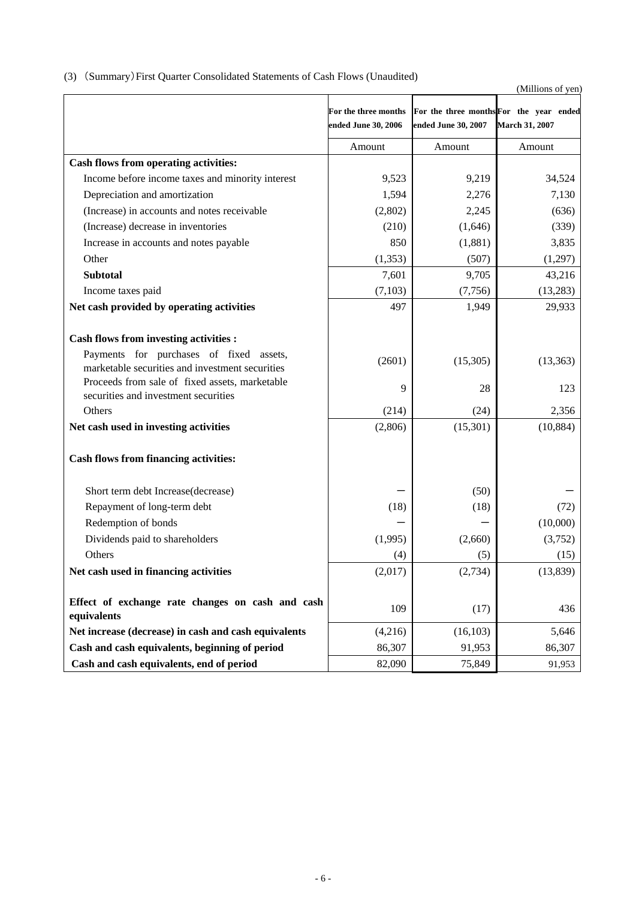(3) （Summary）First Quarter Consolidated Statements of Cash Flows (Unaudited)

(Millions of yen)

| | For the three months ended June 30, 2006 | For the three months ended June 30, 2007 | For the year ended March 31, 2007 |
|---|---|---|---|
| | Amount | Amount | Amount |
| **Cash flows from operating activities:** | | | |
| Income before income taxes and minority interest | 9,523 | 9,219 | 34,524 |
| Depreciation and amortization | 1,594 | 2,276 | 7,130 |
| (Increase) in accounts and notes receivable | (2,802) | 2,245 | (636) |
| (Increase) decrease in inventories | (210) | (1,646) | (339) |
| Increase in accounts and notes payable | 850 | (1,881) | 3,835 |
| Other | (1,353) | (507) | (1,297) |
| **Subtotal** | 7,601 | 9,705 | 43,216 |
| Income taxes paid | (7,103) | (7,756) | (13,283) |
| **Net cash provided by operating activities** | 497 | 1,949 | 29,933 |
| **Cash flows from investing activities :** | | | |
| Payments for purchases of fixed assets, marketable securities and investment securities | (2601) | (15,305) | (13,363) |
| Proceeds from sale of fixed assets, marketable securities and investment securities | 9 | 28 | 123 |
| Others | (214) | (24) | 2,356 |
| **Net cash used in investing activities** | (2,806) | (15,301) | (10,884) |
| **Cash flows from financing activities:** | | | |
| Short term debt Increase(decrease) | ― | (50) | ― |
| Repayment of long-term debt | (18) | (18) | (72) |
| Redemption of bonds | ― | ― | (10,000) |
| Dividends paid to shareholders | (1,995) | (2,660) | (3,752) |
| Others | (4) | (5) | (15) |
| **Net cash used in financing activities** | (2,017) | (2,734) | (13,839) |
| **Effect of exchange rate changes on cash and cash equivalents** | 109 | (17) | 436 |
| **Net increase (decrease) in cash and cash equivalents** | (4,216) | (16,103) | 5,646 |
| **Cash and cash equivalents, beginning of period** | 86,307 | 91,953 | 86,307 |
| **Cash and cash equivalents, end of period** | 82,090 | 75,849 | 91,953 |